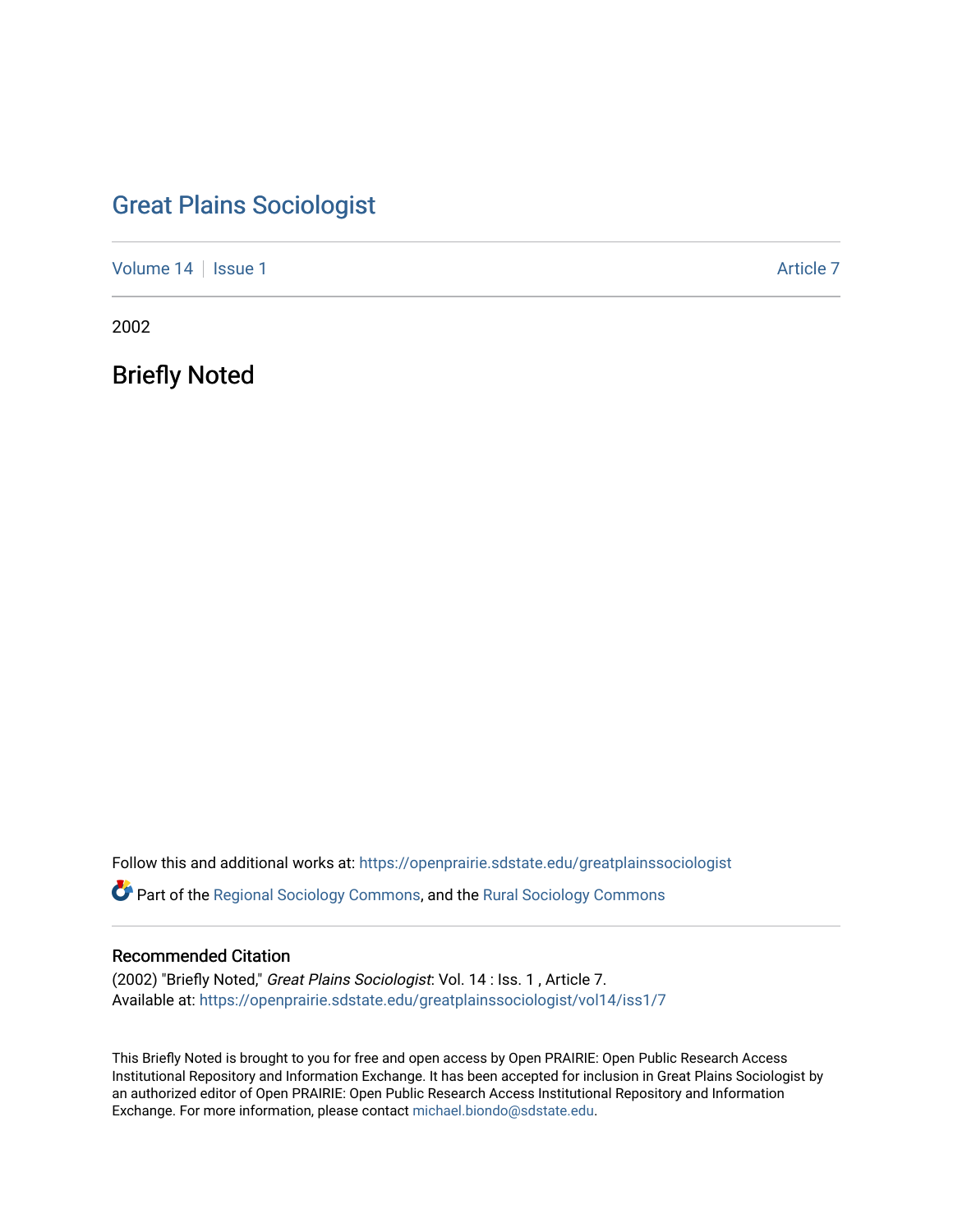# Great Plains Sociologist

Volume 14 | Issue 1 — Article 7

2002

## Briefly Noted

Follow this and additional works at: https://openprairie.sdstate.edu/greatplainssociologist

Part of the Regional Sociology Commons, and the Rural Sociology Commons

### Recommended Citation

(2002) "Briefly Noted," *Great Plains Sociologist*: Vol. 14 : Iss. 1 , Article 7.
Available at: https://openprairie.sdstate.edu/greatplainssociologist/vol14/iss1/7

This Briefly Noted is brought to you for free and open access by Open PRAIRIE: Open Public Research Access Institutional Repository and Information Exchange. It has been accepted for inclusion in Great Plains Sociologist by an authorized editor of Open PRAIRIE: Open Public Research Access Institutional Repository and Information Exchange. For more information, please contact michael.biondo@sdstate.edu.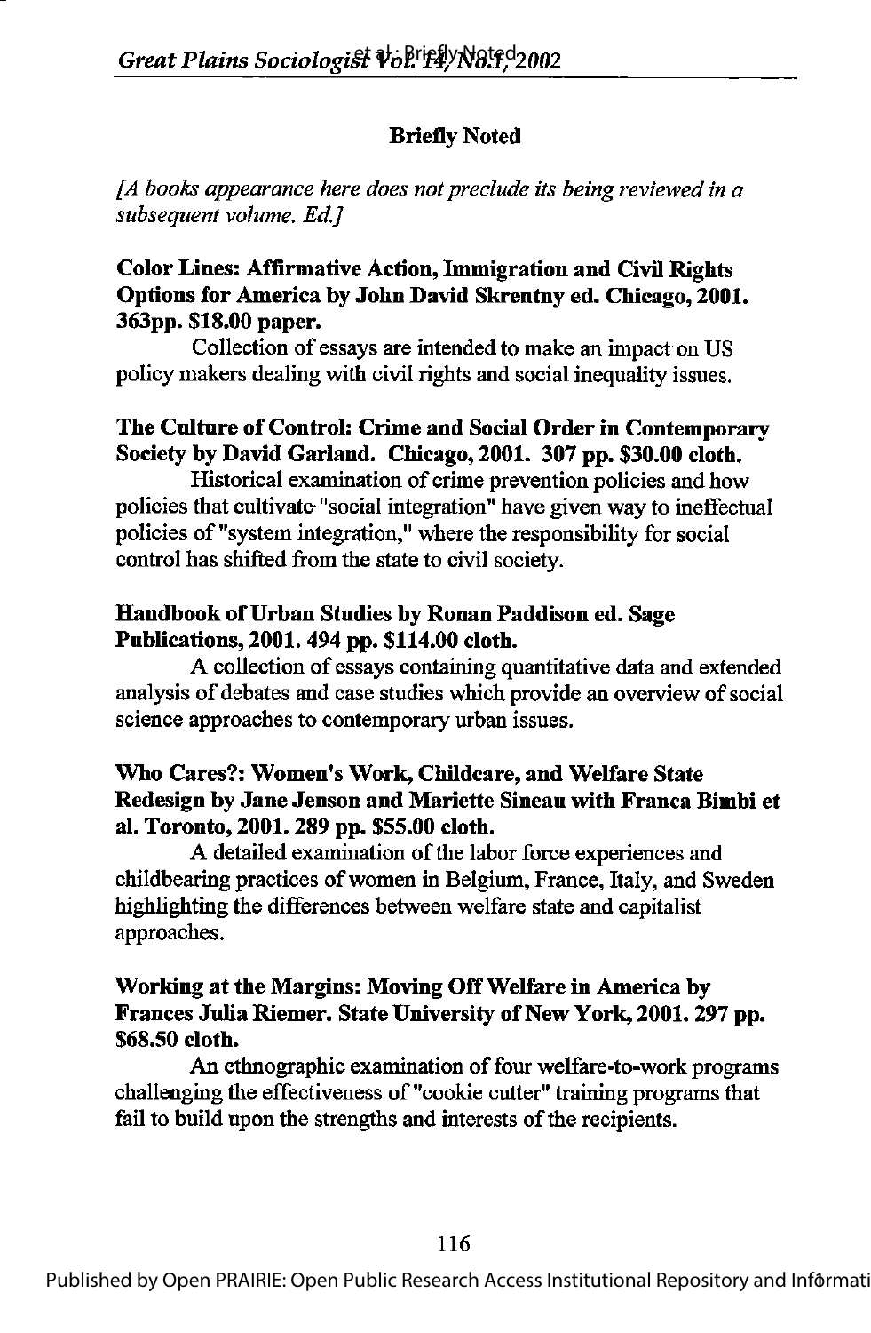## Briefly Noted

*[A books appearance here does not preclude its being reviewed in a subsequent volume. Ed.]*

**Color Lines: Affirmative Action, Immigration and Civil Rights Options for America by John David Skrentny ed. Chicago, 2001. 363pp. $18.00 paper.**

Collection of essays are intended to make an impact on US policy makers dealing with civil rights and social inequality issues.

**The Culture of Control: Crime and Social Order in Contemporary Society by David Garland. Chicago, 2001. 307 pp. $30.00 cloth.**

Historical examination of crime prevention policies and how policies that cultivate "social integration" have given way to ineffectual policies of "system integration," where the responsibility for social control has shifted from the state to civil society.

**Handbook of Urban Studies by Ronan Paddison ed. Sage Publications, 2001. 494 pp. $114.00 cloth.**

A collection of essays containing quantitative data and extended analysis of debates and case studies which provide an overview of social science approaches to contemporary urban issues.

**Who Cares?: Women's Work, Childcare, and Welfare State Redesign by Jane Jenson and Mariette Sineau with Franca Bimbi et al. Toronto, 2001. 289 pp. $55.00 cloth.**

A detailed examination of the labor force experiences and childbearing practices of women in Belgium, France, Italy, and Sweden highlighting the differences between welfare state and capitalist approaches.

**Working at the Margins: Moving Off Welfare in America by Frances Julia Riemer. State University of New York, 2001. 297 pp. $68.50 cloth.**

An ethnographic examination of four welfare-to-work programs challenging the effectiveness of "cookie cutter" training programs that fail to build upon the strengths and interests of the recipients.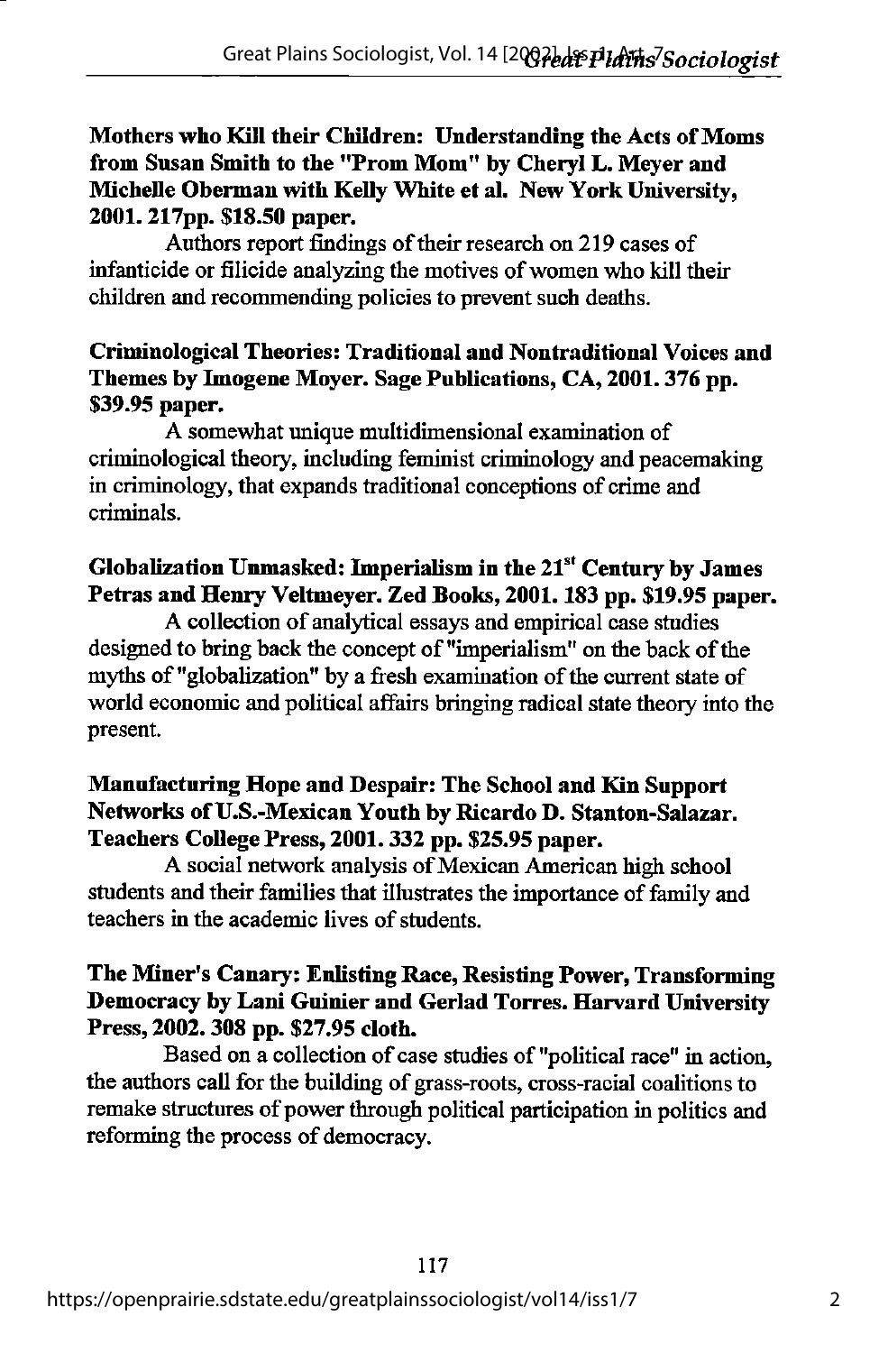**Mothers who Kill their Children: Understanding the Acts of Moms from Susan Smith to the "Prom Mom" by Cheryl L. Meyer and Michelle Oberman with Kelly White et al. New York University, 2001. 217pp. $18.50 paper.**

Authors report findings of their research on 219 cases of infanticide or filicide analyzing the motives of women who kill their children and recommending policies to prevent such deaths.

**Criminological Theories: Traditional and Nontraditional Voices and Themes by Imogene Moyer. Sage Publications, CA, 2001. 376 pp. $39.95 paper.**

A somewhat unique multidimensional examination of criminological theory, including feminist criminology and peacemaking in criminology, that expands traditional conceptions of crime and criminals.

**Globalization Unmasked: Imperialism in the 21st Century by James Petras and Henry Veltmeyer. Zed Books, 2001. 183 pp. $19.95 paper.**

A collection of analytical essays and empirical case studies designed to bring back the concept of "imperialism" on the back of the myths of "globalization" by a fresh examination of the current state of world economic and political affairs bringing radical state theory into the present.

**Manufacturing Hope and Despair: The School and Kin Support Networks of U.S.-Mexican Youth by Ricardo D. Stanton-Salazar. Teachers College Press, 2001. 332 pp. $25.95 paper.**

A social network analysis of Mexican American high school students and their families that illustrates the importance of family and teachers in the academic lives of students.

**The Miner's Canary: Enlisting Race, Resisting Power, Transforming Democracy by Lani Guinier and Gerlad Torres. Harvard University Press, 2002. 308 pp. $27.95 cloth.**

Based on a collection of case studies of "political race" in action, the authors call for the building of grass-roots, cross-racial coalitions to remake structures of power through political participation in politics and reforming the process of democracy.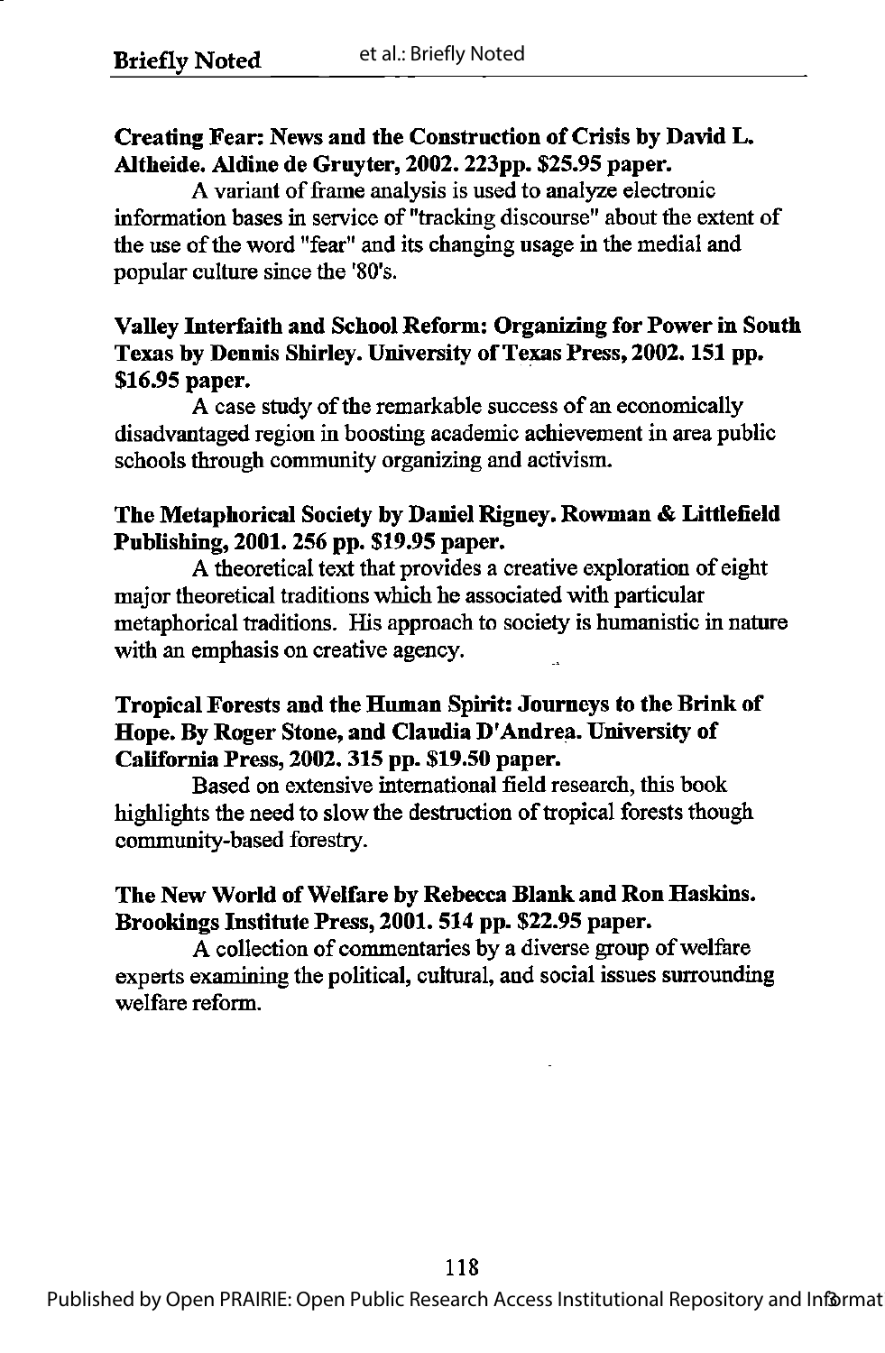**Creating Fear: News and the Construction of Crisis by David L. Altheide. Aldine de Gruyter, 2002. 223pp. $25.95 paper.**

A variant of frame analysis is used to analyze electronic information bases in service of "tracking discourse" about the extent of the use of the word "fear" and its changing usage in the medial and popular culture since the '80's.

**Valley Interfaith and School Reform: Organizing for Power in South Texas by Dennis Shirley. University of Texas Press, 2002. 151 pp. $16.95 paper.**

A case study of the remarkable success of an economically disadvantaged region in boosting academic achievement in area public schools through community organizing and activism.

**The Metaphorical Society by Daniel Rigney. Rowman & Littlefield Publishing, 2001. 256 pp. $19.95 paper.**

A theoretical text that provides a creative exploration of eight major theoretical traditions which he associated with particular metaphorical traditions. His approach to society is humanistic in nature with an emphasis on creative agency.

**Tropical Forests and the Human Spirit: Journeys to the Brink of Hope. By Roger Stone, and Claudia D'Andrea. University of California Press, 2002. 315 pp. $19.50 paper.**

Based on extensive international field research, this book highlights the need to slow the destruction of tropical forests though community-based forestry.

**The New World of Welfare by Rebecca Blank and Ron Haskins. Brookings Institute Press, 2001. 514 pp. $22.95 paper.**

A collection of commentaries by a diverse group of welfare experts examining the political, cultural, and social issues surrounding welfare reform.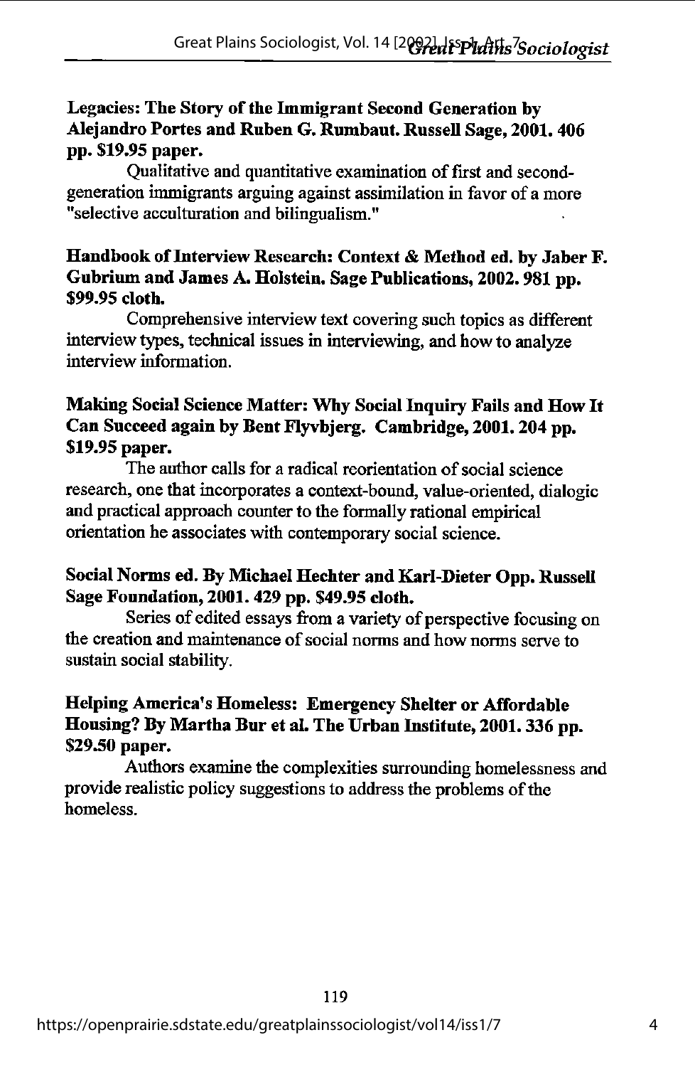**Legacies: The Story of the Immigrant Second Generation by Alejandro Portes and Ruben G. Rumbaut. Russell Sage, 2001. 406 pp. $19.95 paper.**

Qualitative and quantitative examination of first and second-generation immigrants arguing against assimilation in favor of a more "selective acculturation and bilingualism."

**Handbook of Interview Research: Context & Method ed. by Jaber F. Gubrium and James A. Holstein. Sage Publications, 2002. 981 pp. $99.95 cloth.**

Comprehensive interview text covering such topics as different interview types, technical issues in interviewing, and how to analyze interview information.

**Making Social Science Matter: Why Social Inquiry Fails and How It Can Succeed again by Bent Flyvbjerg. Cambridge, 2001. 204 pp. $19.95 paper.**

The author calls for a radical reorientation of social science research, one that incorporates a context-bound, value-oriented, dialogic and practical approach counter to the formally rational empirical orientation he associates with contemporary social science.

**Social Norms ed. By Michael Hechter and Karl-Dieter Opp. Russell Sage Foundation, 2001. 429 pp. $49.95 cloth.**

Series of edited essays from a variety of perspective focusing on the creation and maintenance of social norms and how norms serve to sustain social stability.

**Helping America's Homeless: Emergency Shelter or Affordable Housing? By Martha Bur et al. The Urban Institute, 2001. 336 pp. $29.50 paper.**

Authors examine the complexities surrounding homelessness and provide realistic policy suggestions to address the problems of the homeless.